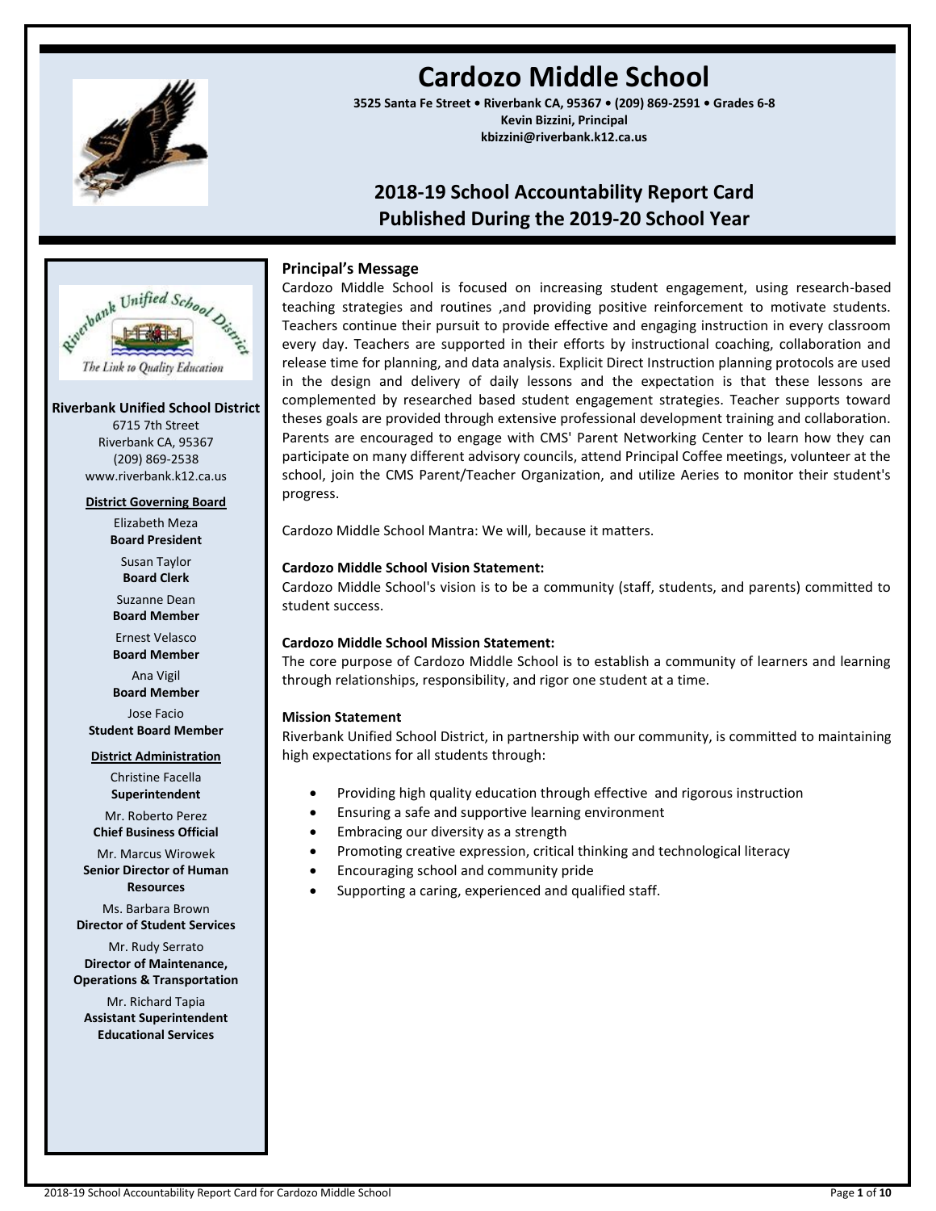# Cardozo Middle School

**3525 Santa Fe Street • Riverbank CA, 95367 • (209) 869-2591 • Grades 6-8**
**Kevin Bizzini, Principal**
**kbizzini@riverbank.k12.ca.us**

## 2018-19 School Accountability Report Card
## Published During the 2019-20 School Year

**Riverbank Unified School District**
6715 7th Street
Riverbank CA, 95367
(209) 869-2538
www.riverbank.k12.ca.us

**District Governing Board**

Elizabeth Meza
**Board President**

Susan Taylor
**Board Clerk**

Suzanne Dean
**Board Member**

Ernest Velasco
**Board Member**

Ana Vigil
**Board Member**

Jose Facio
**Student Board Member**

**District Administration**

Christine Facella
**Superintendent**

Mr. Roberto Perez
**Chief Business Official**

Mr. Marcus Wirowek
**Senior Director of Human Resources**

Ms. Barbara Brown
**Director of Student Services**

Mr. Rudy Serrato
**Director of Maintenance, Operations & Transportation**

Mr. Richard Tapia
**Assistant Superintendent Educational Services**

### Principal's Message

Cardozo Middle School is focused on increasing student engagement, using research-based teaching strategies and routines ,and providing positive reinforcement to motivate students. Teachers continue their pursuit to provide effective and engaging instruction in every classroom every day. Teachers are supported in their efforts by instructional coaching, collaboration and release time for planning, and data analysis. Explicit Direct Instruction planning protocols are used in the design and delivery of daily lessons and the expectation is that these lessons are complemented by researched based student engagement strategies. Teacher supports toward theses goals are provided through extensive professional development training and collaboration. Parents are encouraged to engage with CMS' Parent Networking Center to learn how they can participate on many different advisory councils, attend Principal Coffee meetings, volunteer at the school, join the CMS Parent/Teacher Organization, and utilize Aeries to monitor their student's progress.

Cardozo Middle School Mantra: We will, because it matters.

**Cardozo Middle School Vision Statement:**
Cardozo Middle School's vision is to be a community (staff, students, and parents) committed to student success.

**Cardozo Middle School Mission Statement:**
The core purpose of Cardozo Middle School is to establish a community of learners and learning through relationships, responsibility, and rigor one student at a time.

**Mission Statement**
Riverbank Unified School District, in partnership with our community, is committed to maintaining high expectations for all students through:

- Providing high quality education through effective and rigorous instruction
- Ensuring a safe and supportive learning environment
- Embracing our diversity as a strength
- Promoting creative expression, critical thinking and technological literacy
- Encouraging school and community pride
- Supporting a caring, experienced and qualified staff.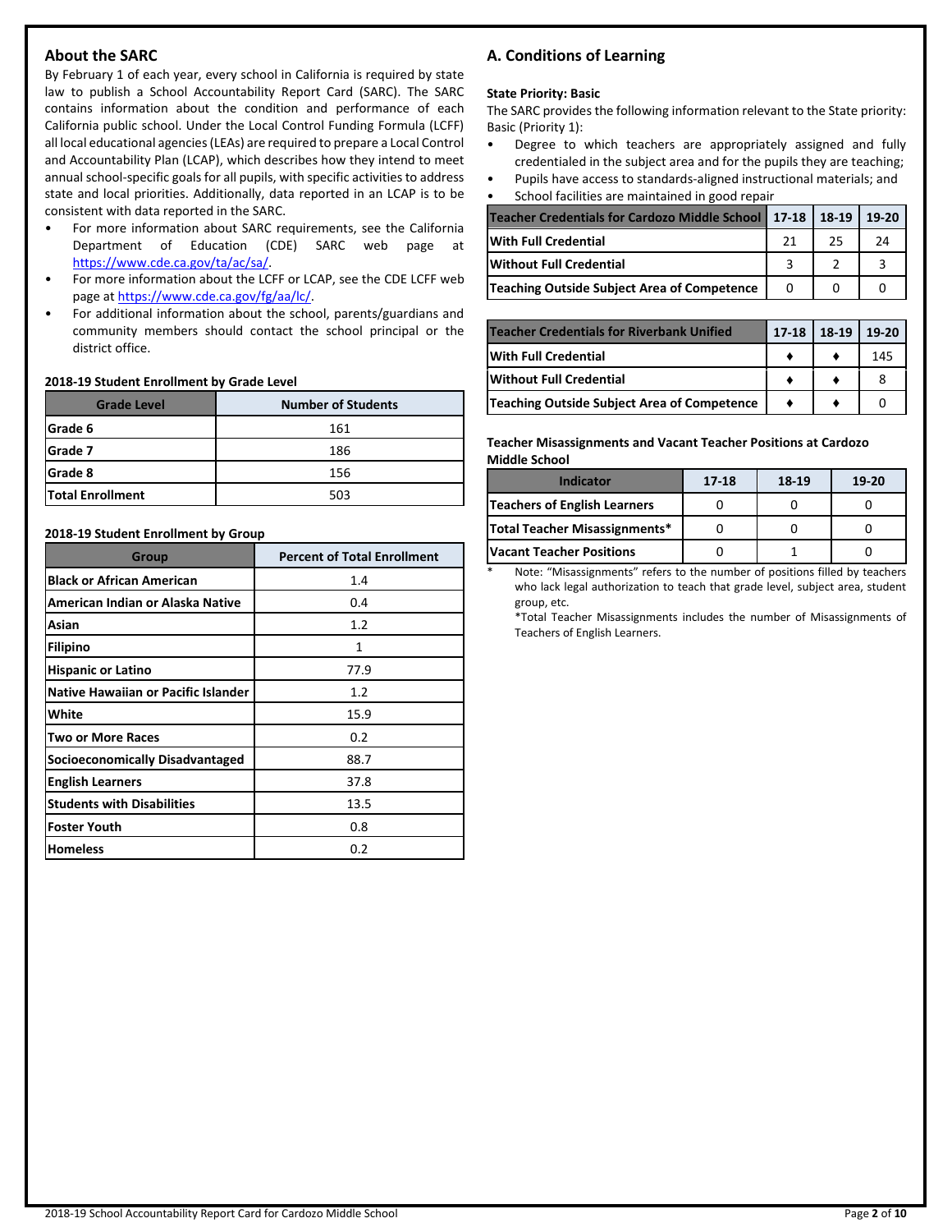## About the SARC

By February 1 of each year, every school in California is required by state law to publish a School Accountability Report Card (SARC). The SARC contains information about the condition and performance of each California public school. Under the Local Control Funding Formula (LCFF) all local educational agencies (LEAs) are required to prepare a Local Control and Accountability Plan (LCAP), which describes how they intend to meet annual school-specific goals for all pupils, with specific activities to address state and local priorities. Additionally, data reported in an LCAP is to be consistent with data reported in the SARC.

- For more information about SARC requirements, see the California Department of Education (CDE) SARC web page at https://www.cde.ca.gov/ta/ac/sa/.
- For more information about the LCFF or LCAP, see the CDE LCFF web page at https://www.cde.ca.gov/fg/aa/lc/.
- For additional information about the school, parents/guardians and community members should contact the school principal or the district office.

**2018-19 Student Enrollment by Grade Level**

| Grade Level | Number of Students |
|---|---|
| Grade 6 | 161 |
| Grade 7 | 186 |
| Grade 8 | 156 |
| Total Enrollment | 503 |

**2018-19 Student Enrollment by Group**

| Group | Percent of Total Enrollment |
|---|---|
| Black or African American | 1.4 |
| American Indian or Alaska Native | 0.4 |
| Asian | 1.2 |
| Filipino | 1 |
| Hispanic or Latino | 77.9 |
| Native Hawaiian or Pacific Islander | 1.2 |
| White | 15.9 |
| Two or More Races | 0.2 |
| Socioeconomically Disadvantaged | 88.7 |
| English Learners | 37.8 |
| Students with Disabilities | 13.5 |
| Foster Youth | 0.8 |
| Homeless | 0.2 |

## A. Conditions of Learning

**State Priority: Basic**

The SARC provides the following information relevant to the State priority: Basic (Priority 1):

- Degree to which teachers are appropriately assigned and fully credentialed in the subject area and for the pupils they are teaching;
- Pupils have access to standards-aligned instructional materials; and
- School facilities are maintained in good repair

| Teacher Credentials for Cardozo Middle School | 17-18 | 18-19 | 19-20 |
|---|---|---|---|
| With Full Credential | 21 | 25 | 24 |
| Without Full Credential | 3 | 2 | 3 |
| Teaching Outside Subject Area of Competence | 0 | 0 | 0 |

| Teacher Credentials for Riverbank Unified | 17-18 | 18-19 | 19-20 |
|---|---|---|---|
| With Full Credential | ♦ | ♦ | 145 |
| Without Full Credential | ♦ | ♦ | 8 |
| Teaching Outside Subject Area of Competence | ♦ | ♦ | 0 |

**Teacher Misassignments and Vacant Teacher Positions at Cardozo Middle School**

| Indicator | 17-18 | 18-19 | 19-20 |
|---|---|---|---|
| Teachers of English Learners | 0 | 0 | 0 |
| Total Teacher Misassignments* | 0 | 0 | 0 |
| Vacant Teacher Positions | 0 | 1 | 0 |

\* Note: "Misassignments" refers to the number of positions filled by teachers who lack legal authorization to teach that grade level, subject area, student group, etc.

*Total Teacher Misassignments includes the number of Misassignments of Teachers of English Learners.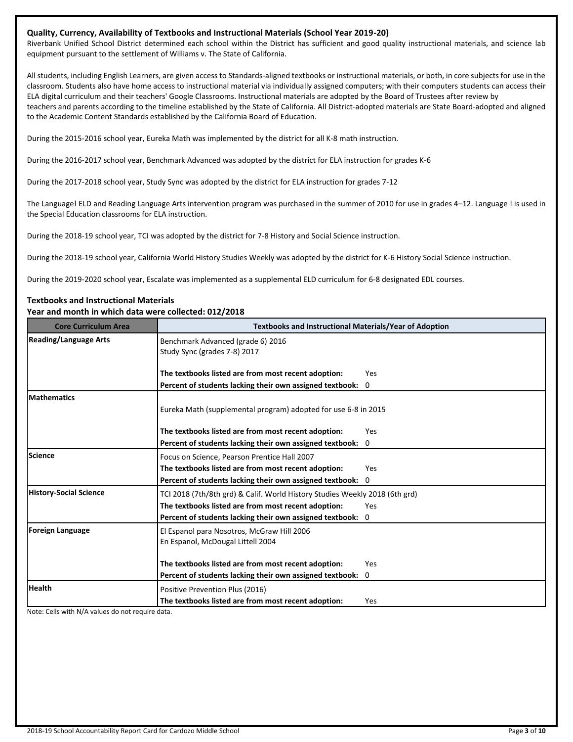### Quality, Currency, Availability of Textbooks and Instructional Materials (School Year 2019-20)

Riverbank Unified School District determined each school within the District has sufficient and good quality instructional materials, and science lab equipment pursuant to the settlement of Williams v. The State of California.

All students, including English Learners, are given access to Standards-aligned textbooks or instructional materials, or both, in core subjects for use in the classroom. Students also have home access to instructional material via individually assigned computers; with their computers students can access their ELA digital curriculum and their teachers' Google Classrooms. Instructional materials are adopted by the Board of Trustees after review by teachers and parents according to the timeline established by the State of California. All District-adopted materials are State Board-adopted and aligned to the Academic Content Standards established by the California Board of Education.

During the 2015-2016 school year, Eureka Math was implemented by the district for all K-8 math instruction.

During the 2016-2017 school year, Benchmark Advanced was adopted by the district for ELA instruction for grades K-6

During the 2017-2018 school year, Study Sync was adopted by the district for ELA instruction for grades 7-12

The Language! ELD and Reading Language Arts intervention program was purchased in the summer of 2010 for use in grades 4–12. Language ! is used in the Special Education classrooms for ELA instruction.

During the 2018-19 school year, TCI was adopted by the district for 7-8 History and Social Science instruction.

During the 2018-19 school year, California World History Studies Weekly was adopted by the district for K-6 History Social Science instruction.

During the 2019-2020 school year, Escalate was implemented as a supplemental ELD curriculum for 6-8 designated EDL courses.

### Textbooks and Instructional Materials

**Year and month in which data were collected: 012/2018**

| Core Curriculum Area | Textbooks and Instructional Materials/Year of Adoption |
|---|---|
| **Reading/Language Arts** | Benchmark Advanced (grade 6) 2016<br>Study Sync (grades 7-8) 2017<br><br>**The textbooks listed are from most recent adoption:** Yes<br>**Percent of students lacking their own assigned textbook:** 0 |
| **Mathematics** | Eureka Math (supplemental program) adopted for use 6-8 in 2015<br><br>**The textbooks listed are from most recent adoption:** Yes<br>**Percent of students lacking their own assigned textbook:** 0 |
| **Science** | Focus on Science, Pearson Prentice Hall 2007<br>**The textbooks listed are from most recent adoption:** Yes<br>**Percent of students lacking their own assigned textbook:** 0 |
| **History-Social Science** | TCI 2018 (7th/8th grd) & Calif. World History Studies Weekly 2018 (6th grd)<br>**The textbooks listed are from most recent adoption:** Yes<br>**Percent of students lacking their own assigned textbook:** 0 |
| **Foreign Language** | El Espanol para Nosotros, McGraw Hill 2006<br>En Espanol, McDougal Littell 2004<br><br>**The textbooks listed are from most recent adoption:** Yes<br>**Percent of students lacking their own assigned textbook:** 0 |
| **Health** | Positive Prevention Plus (2016)<br>**The textbooks listed are from most recent adoption:** Yes |

Note: Cells with N/A values do not require data.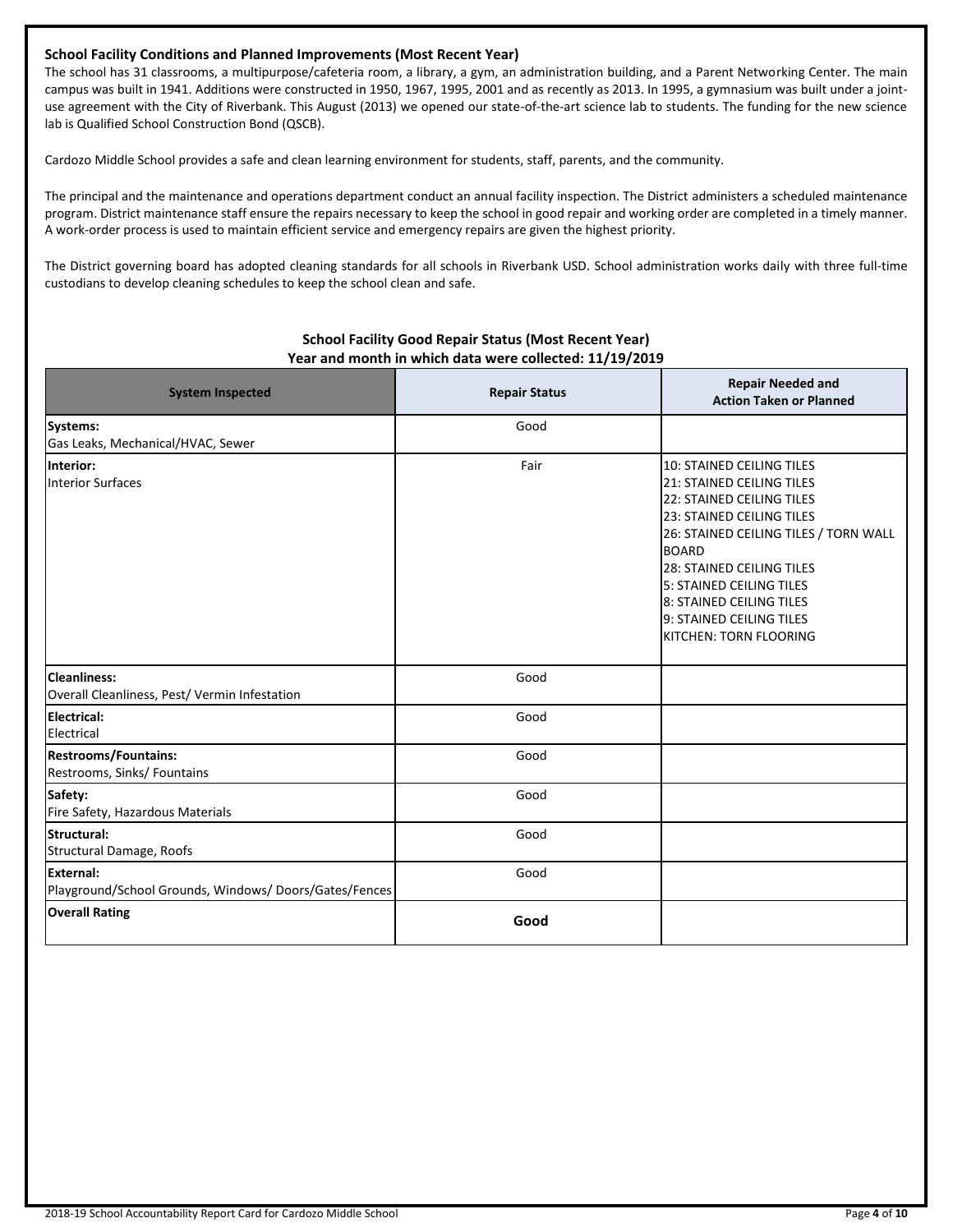### School Facility Conditions and Planned Improvements (Most Recent Year)

The school has 31 classrooms, a multipurpose/cafeteria room, a library, a gym, an administration building, and a Parent Networking Center. The main campus was built in 1941. Additions were constructed in 1950, 1967, 1995, 2001 and as recently as 2013. In 1995, a gymnasium was built under a joint-use agreement with the City of Riverbank. This August (2013) we opened our state-of-the-art science lab to students. The funding for the new science lab is Qualified School Construction Bond (QSCB).

Cardozo Middle School provides a safe and clean learning environment for students, staff, parents, and the community.

The principal and the maintenance and operations department conduct an annual facility inspection. The District administers a scheduled maintenance program. District maintenance staff ensure the repairs necessary to keep the school in good repair and working order are completed in a timely manner. A work-order process is used to maintain efficient service and emergency repairs are given the highest priority.

The District governing board has adopted cleaning standards for all schools in Riverbank USD. School administration works daily with three full-time custodians to develop cleaning schedules to keep the school clean and safe.

**School Facility Good Repair Status (Most Recent Year)**
**Year and month in which data were collected: 11/19/2019**

| System Inspected | Repair Status | Repair Needed and Action Taken or Planned |
|---|---|---|
| **Systems:** Gas Leaks, Mechanical/HVAC, Sewer | Good | |
| **Interior:** Interior Surfaces | Fair | 10: STAINED CEILING TILES<br>21: STAINED CEILING TILES<br>22: STAINED CEILING TILES<br>23: STAINED CEILING TILES<br>26: STAINED CEILING TILES / TORN WALL BOARD<br>28: STAINED CEILING TILES<br>5: STAINED CEILING TILES<br>8: STAINED CEILING TILES<br>9: STAINED CEILING TILES<br>KITCHEN: TORN FLOORING |
| **Cleanliness:** Overall Cleanliness, Pest/ Vermin Infestation | Good | |
| **Electrical:** Electrical | Good | |
| **Restrooms/Fountains:** Restrooms, Sinks/ Fountains | Good | |
| **Safety:** Fire Safety, Hazardous Materials | Good | |
| **Structural:** Structural Damage, Roofs | Good | |
| **External:** Playground/School Grounds, Windows/ Doors/Gates/Fences | Good | |
| **Overall Rating** | **Good** | |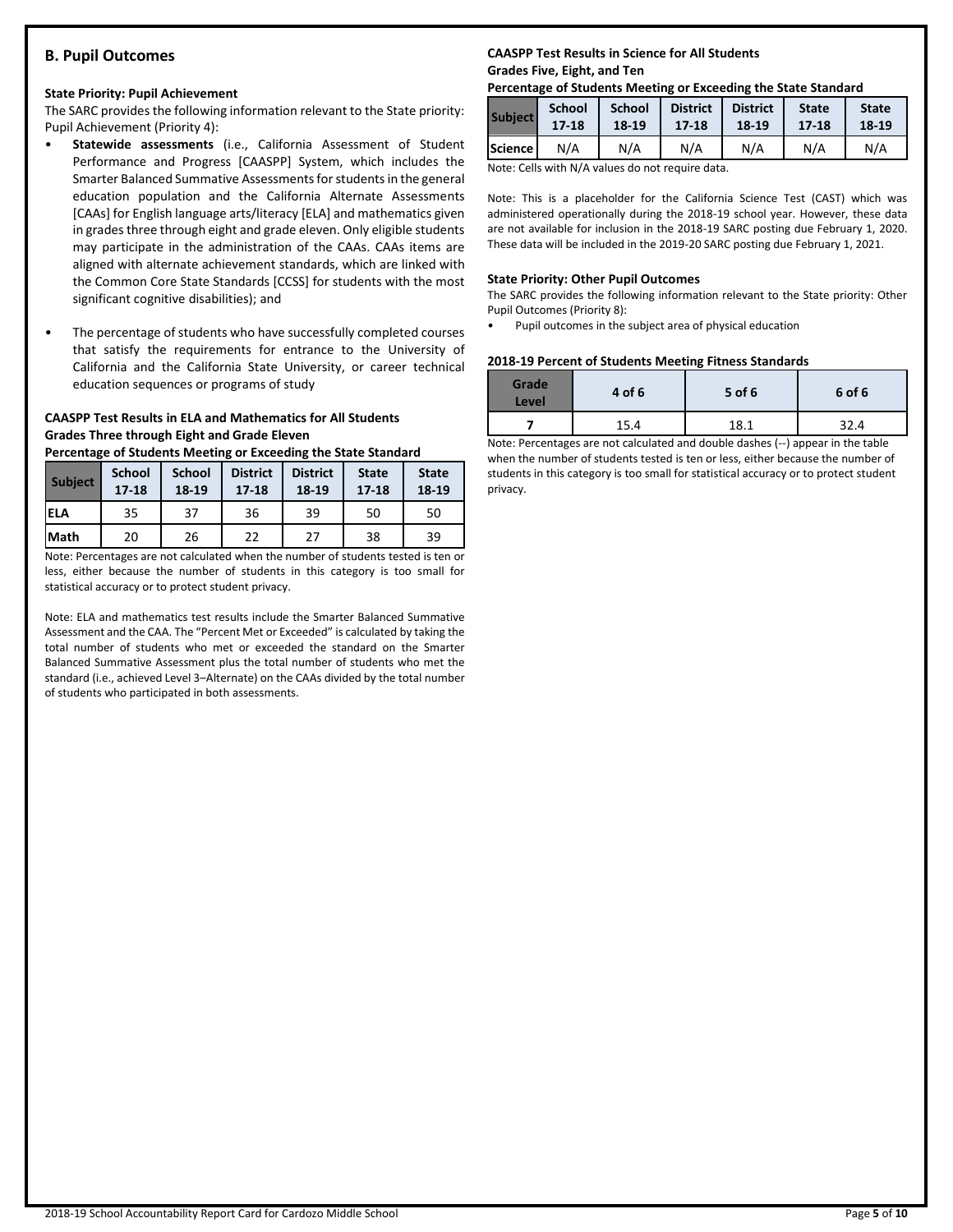## B. Pupil Outcomes

### State Priority: Pupil Achievement

The SARC provides the following information relevant to the State priority: Pupil Achievement (Priority 4):

- **Statewide assessments** (i.e., California Assessment of Student Performance and Progress [CAASPP] System, which includes the Smarter Balanced Summative Assessments for students in the general education population and the California Alternate Assessments [CAAs] for English language arts/literacy [ELA] and mathematics given in grades three through eight and grade eleven. Only eligible students may participate in the administration of the CAAs. CAAs items are aligned with alternate achievement standards, which are linked with the Common Core State Standards [CCSS] for students with the most significant cognitive disabilities); and
- The percentage of students who have successfully completed courses that satisfy the requirements for entrance to the University of California and the California State University, or career technical education sequences or programs of study

**CAASPP Test Results in ELA and Mathematics for All Students**
**Grades Three through Eight and Grade Eleven**
**Percentage of Students Meeting or Exceeding the State Standard**

| Subject | School 17-18 | School 18-19 | District 17-18 | District 18-19 | State 17-18 | State 18-19 |
|---|---|---|---|---|---|---|
| ELA | 35 | 37 | 36 | 39 | 50 | 50 |
| Math | 20 | 26 | 22 | 27 | 38 | 39 |

Note: Percentages are not calculated when the number of students tested is ten or less, either because the number of students in this category is too small for statistical accuracy or to protect student privacy.

Note: ELA and mathematics test results include the Smarter Balanced Summative Assessment and the CAA. The "Percent Met or Exceeded" is calculated by taking the total number of students who met or exceeded the standard on the Smarter Balanced Summative Assessment plus the total number of students who met the standard (i.e., achieved Level 3–Alternate) on the CAAs divided by the total number of students who participated in both assessments.

**CAASPP Test Results in Science for All Students**
**Grades Five, Eight, and Ten**
**Percentage of Students Meeting or Exceeding the State Standard**

| Subject | School 17-18 | School 18-19 | District 17-18 | District 18-19 | State 17-18 | State 18-19 |
|---|---|---|---|---|---|---|
| Science | N/A | N/A | N/A | N/A | N/A | N/A |

Note: Cells with N/A values do not require data.

Note: This is a placeholder for the California Science Test (CAST) which was administered operationally during the 2018-19 school year. However, these data are not available for inclusion in the 2018-19 SARC posting due February 1, 2020. These data will be included in the 2019-20 SARC posting due February 1, 2021.

### State Priority: Other Pupil Outcomes

The SARC provides the following information relevant to the State priority: Other Pupil Outcomes (Priority 8):

- Pupil outcomes in the subject area of physical education

**2018-19 Percent of Students Meeting Fitness Standards**

| Grade Level | 4 of 6 | 5 of 6 | 6 of 6 |
|---|---|---|---|
| 7 | 15.4 | 18.1 | 32.4 |

Note: Percentages are not calculated and double dashes (--) appear in the table when the number of students tested is ten or less, either because the number of students in this category is too small for statistical accuracy or to protect student privacy.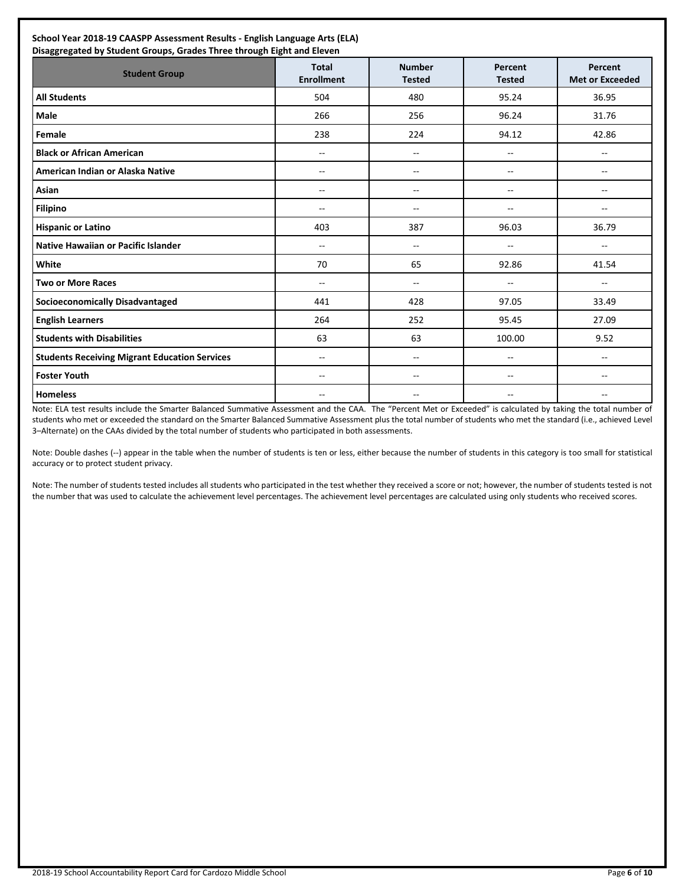**School Year 2018-19 CAASPP Assessment Results - English Language Arts (ELA)**
**Disaggregated by Student Groups, Grades Three through Eight and Eleven**

| Student Group | Total Enrollment | Number Tested | Percent Tested | Percent Met or Exceeded |
|---|---|---|---|---|
| **All Students** | 504 | 480 | 95.24 | 36.95 |
| **Male** | 266 | 256 | 96.24 | 31.76 |
| **Female** | 238 | 224 | 94.12 | 42.86 |
| **Black or African American** | -- | -- | -- | -- |
| **American Indian or Alaska Native** | -- | -- | -- | -- |
| **Asian** | -- | -- | -- | -- |
| **Filipino** | -- | -- | -- | -- |
| **Hispanic or Latino** | 403 | 387 | 96.03 | 36.79 |
| **Native Hawaiian or Pacific Islander** | -- | -- | -- | -- |
| **White** | 70 | 65 | 92.86 | 41.54 |
| **Two or More Races** | -- | -- | -- | -- |
| **Socioeconomically Disadvantaged** | 441 | 428 | 97.05 | 33.49 |
| **English Learners** | 264 | 252 | 95.45 | 27.09 |
| **Students with Disabilities** | 63 | 63 | 100.00 | 9.52 |
| **Students Receiving Migrant Education Services** | -- | -- | -- | -- |
| **Foster Youth** | -- | -- | -- | -- |
| **Homeless** | -- | -- | -- | -- |

Note: ELA test results include the Smarter Balanced Summative Assessment and the CAA. The "Percent Met or Exceeded" is calculated by taking the total number of students who met or exceeded the standard on the Smarter Balanced Summative Assessment plus the total number of students who met the standard (i.e., achieved Level 3–Alternate) on the CAAs divided by the total number of students who participated in both assessments.

Note: Double dashes (--) appear in the table when the number of students is ten or less, either because the number of students in this category is too small for statistical accuracy or to protect student privacy.

Note: The number of students tested includes all students who participated in the test whether they received a score or not; however, the number of students tested is not the number that was used to calculate the achievement level percentages. The achievement level percentages are calculated using only students who received scores.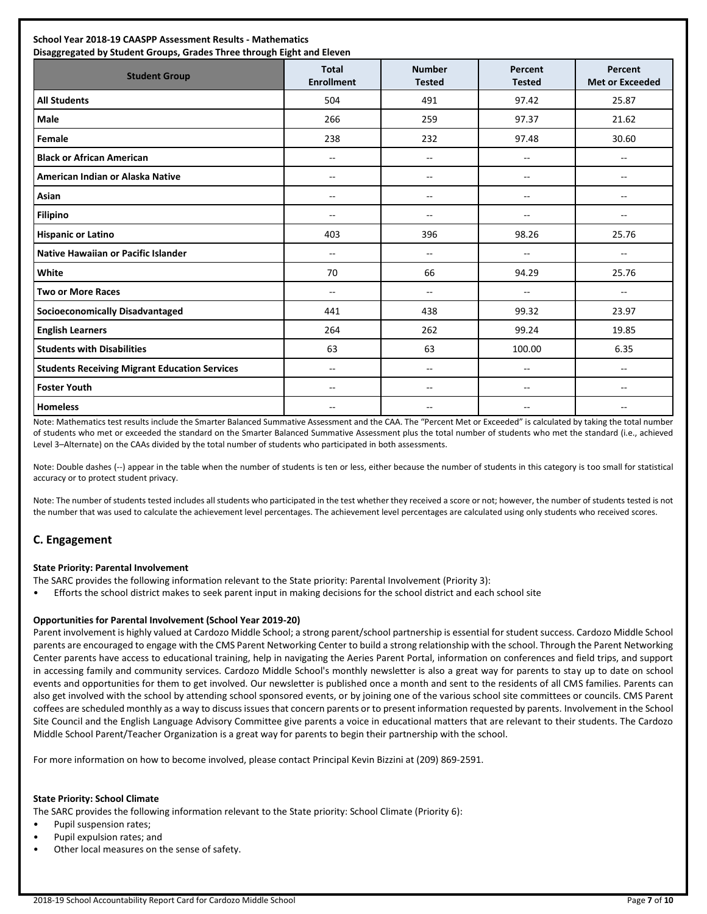**School Year 2018-19 CAASPP Assessment Results - Mathematics**
**Disaggregated by Student Groups, Grades Three through Eight and Eleven**

| Student Group | Total Enrollment | Number Tested | Percent Tested | Percent Met or Exceeded |
|---|---|---|---|---|
| **All Students** | 504 | 491 | 97.42 | 25.87 |
| **Male** | 266 | 259 | 97.37 | 21.62 |
| **Female** | 238 | 232 | 97.48 | 30.60 |
| **Black or African American** | -- | -- | -- | -- |
| **American Indian or Alaska Native** | -- | -- | -- | -- |
| **Asian** | -- | -- | -- | -- |
| **Filipino** | -- | -- | -- | -- |
| **Hispanic or Latino** | 403 | 396 | 98.26 | 25.76 |
| **Native Hawaiian or Pacific Islander** | -- | -- | -- | -- |
| **White** | 70 | 66 | 94.29 | 25.76 |
| **Two or More Races** | -- | -- | -- | -- |
| **Socioeconomically Disadvantaged** | 441 | 438 | 99.32 | 23.97 |
| **English Learners** | 264 | 262 | 99.24 | 19.85 |
| **Students with Disabilities** | 63 | 63 | 100.00 | 6.35 |
| **Students Receiving Migrant Education Services** | -- | -- | -- | -- |
| **Foster Youth** | -- | -- | -- | -- |
| **Homeless** | -- | -- | -- | -- |

Note: Mathematics test results include the Smarter Balanced Summative Assessment and the CAA. The "Percent Met or Exceeded" is calculated by taking the total number of students who met or exceeded the standard on the Smarter Balanced Summative Assessment plus the total number of students who met the standard (i.e., achieved Level 3–Alternate) on the CAAs divided by the total number of students who participated in both assessments.

Note: Double dashes (--) appear in the table when the number of students is ten or less, either because the number of students in this category is too small for statistical accuracy or to protect student privacy.

Note: The number of students tested includes all students who participated in the test whether they received a score or not; however, the number of students tested is not the number that was used to calculate the achievement level percentages. The achievement level percentages are calculated using only students who received scores.

## C. Engagement

**State Priority: Parental Involvement**

The SARC provides the following information relevant to the State priority: Parental Involvement (Priority 3):

- Efforts the school district makes to seek parent input in making decisions for the school district and each school site

**Opportunities for Parental Involvement (School Year 2019-20)**

Parent involvement is highly valued at Cardozo Middle School; a strong parent/school partnership is essential for student success. Cardozo Middle School parents are encouraged to engage with the CMS Parent Networking Center to build a strong relationship with the school. Through the Parent Networking Center parents have access to educational training, help in navigating the Aeries Parent Portal, information on conferences and field trips, and support in accessing family and community services. Cardozo Middle School's monthly newsletter is also a great way for parents to stay up to date on school events and opportunities for them to get involved. Our newsletter is published once a month and sent to the residents of all CMS families. Parents can also get involved with the school by attending school sponsored events, or by joining one of the various school site committees or councils. CMS Parent coffees are scheduled monthly as a way to discuss issues that concern parents or to present information requested by parents. Involvement in the School Site Council and the English Language Advisory Committee give parents a voice in educational matters that are relevant to their students. The Cardozo Middle School Parent/Teacher Organization is a great way for parents to begin their partnership with the school.

For more information on how to become involved, please contact Principal Kevin Bizzini at (209) 869-2591.

**State Priority: School Climate**

The SARC provides the following information relevant to the State priority: School Climate (Priority 6):

- Pupil suspension rates;
- Pupil expulsion rates; and
- Other local measures on the sense of safety.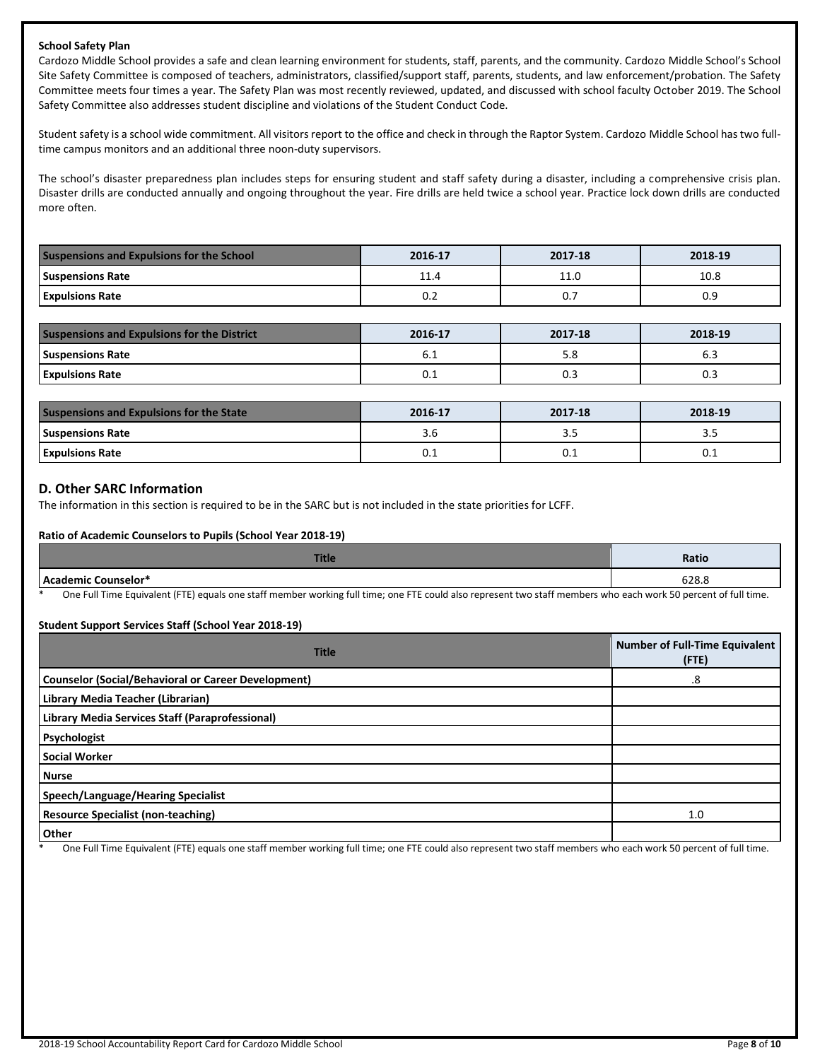**School Safety Plan**

Cardozo Middle School provides a safe and clean learning environment for students, staff, parents, and the community. Cardozo Middle School's School Site Safety Committee is composed of teachers, administrators, classified/support staff, parents, students, and law enforcement/probation. The Safety Committee meets four times a year. The Safety Plan was most recently reviewed, updated, and discussed with school faculty October 2019. The School Safety Committee also addresses student discipline and violations of the Student Conduct Code.

Student safety is a school wide commitment. All visitors report to the office and check in through the Raptor System. Cardozo Middle School has two full-time campus monitors and an additional three noon-duty supervisors.

The school's disaster preparedness plan includes steps for ensuring student and staff safety during a disaster, including a comprehensive crisis plan. Disaster drills are conducted annually and ongoing throughout the year. Fire drills are held twice a school year. Practice lock down drills are conducted more often.

| Suspensions and Expulsions for the School | 2016-17 | 2017-18 | 2018-19 |
|---|---|---|---|
| Suspensions Rate | 11.4 | 11.0 | 10.8 |
| Expulsions Rate | 0.2 | 0.7 | 0.9 |

| Suspensions and Expulsions for the District | 2016-17 | 2017-18 | 2018-19 |
|---|---|---|---|
| Suspensions Rate | 6.1 | 5.8 | 6.3 |
| Expulsions Rate | 0.1 | 0.3 | 0.3 |

| Suspensions and Expulsions for the State | 2016-17 | 2017-18 | 2018-19 |
|---|---|---|---|
| Suspensions Rate | 3.6 | 3.5 | 3.5 |
| Expulsions Rate | 0.1 | 0.1 | 0.1 |

## D. Other SARC Information

The information in this section is required to be in the SARC but is not included in the state priorities for LCFF.

**Ratio of Academic Counselors to Pupils (School Year 2018-19)**

| Title | Ratio |
|---|---|
| Academic Counselor* | 628.8 |

\* One Full Time Equivalent (FTE) equals one staff member working full time; one FTE could also represent two staff members who each work 50 percent of full time.

**Student Support Services Staff (School Year 2018-19)**

| Title | Number of Full-Time Equivalent (FTE) |
|---|---|
| Counselor (Social/Behavioral or Career Development) | .8 |
| Library Media Teacher (Librarian) | |
| Library Media Services Staff (Paraprofessional) | |
| Psychologist | |
| Social Worker | |
| Nurse | |
| Speech/Language/Hearing Specialist | |
| Resource Specialist (non-teaching) | 1.0 |
| Other | |

\* One Full Time Equivalent (FTE) equals one staff member working full time; one FTE could also represent two staff members who each work 50 percent of full time.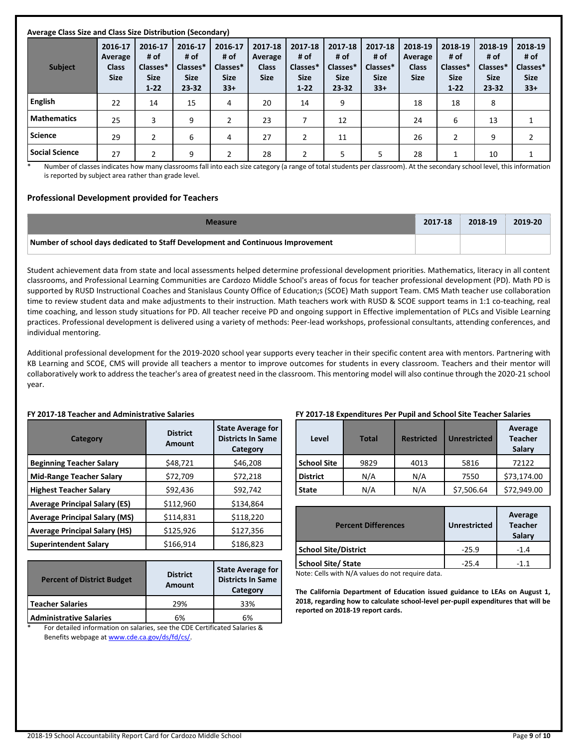**Average Class Size and Class Size Distribution (Secondary)**

| Subject | 2016-17 Average Class Size | 2016-17 # of Classes* Size 1-22 | 2016-17 # of Classes* Size 23-32 | 2016-17 # of Classes* Size 33+ | 2017-18 Average Class Size | 2017-18 # of Classes* Size 1-22 | 2017-18 # of Classes* Size 23-32 | 2017-18 # of Classes* Size 33+ | 2018-19 Average Class Size | 2018-19 # of Classes* Size 1-22 | 2018-19 # of Classes* Size 23-32 | 2018-19 # of Classes* Size 33+ |
|---|---|---|---|---|---|---|---|---|---|---|---|---|
| **English** | 22 | 14 | 15 | 4 | 20 | 14 | 9 | | 18 | 18 | 8 | |
| **Mathematics** | 25 | 3 | 9 | 2 | 23 | 7 | 12 | | 24 | 6 | 13 | 1 |
| **Science** | 29 | 2 | 6 | 4 | 27 | 2 | 11 | | 26 | 2 | 9 | 2 |
| **Social Science** | 27 | 2 | 9 | 2 | 28 | 2 | 5 | 5 | 28 | 1 | 10 | 1 |

\* Number of classes indicates how many classrooms fall into each size category (a range of total students per classroom). At the secondary school level, this information is reported by subject area rather than grade level.

### Professional Development provided for Teachers

| Measure | 2017-18 | 2018-19 | 2019-20 |
|---|---|---|---|
| **Number of school days dedicated to Staff Development and Continuous Improvement** | | | |

Student achievement data from state and local assessments helped determine professional development priorities. Mathematics, literacy in all content classrooms, and Professional Learning Communities are Cardozo Middle School's areas of focus for teacher professional development (PD). Math PD is supported by RUSD Instructional Coaches and Stanislaus County Office of Education;s (SCOE) Math support Team. CMS Math teacher use collaboration time to review student data and make adjustments to their instruction. Math teachers work with RUSD & SCOE support teams in 1:1 co-teaching, real time coaching, and lesson study situations for PD. All teacher receive PD and ongoing support in Effective implementation of PLCs and Visible Learning practices. Professional development is delivered using a variety of methods: Peer-lead workshops, professional consultants, attending conferences, and individual mentoring.

Additional professional development for the 2019-2020 school year supports every teacher in their specific content area with mentors. Partnering with KB Learning and SCOE, CMS will provide all teachers a mentor to improve outcomes for students in every classroom. Teachers and their mentor will collaboratively work to address the teacher's area of greatest need in the classroom. This mentoring model will also continue through the 2020-21 school year.

**FY 2017-18 Teacher and Administrative Salaries**

| Category | District Amount | State Average for Districts In Same Category |
|---|---|---|
| **Beginning Teacher Salary** | $48,721 | $46,208 |
| **Mid-Range Teacher Salary** | $72,709 | $72,218 |
| **Highest Teacher Salary** | $92,436 | $92,742 |
| **Average Principal Salary (ES)** | $112,960 | $134,864 |
| **Average Principal Salary (MS)** | $114,831 | $118,220 |
| **Average Principal Salary (HS)** | $125,926 | $127,356 |
| **Superintendent Salary** | $166,914 | $186,823 |

| Percent of District Budget | District Amount | State Average for Districts In Same Category |
|---|---|---|
| **Teacher Salaries** | 29% | 33% |
| **Administrative Salaries** | 6% | 6% |

\* For detailed information on salaries, see the CDE Certificated Salaries & Benefits webpage at www.cde.ca.gov/ds/fd/cs/.

**FY 2017-18 Expenditures Per Pupil and School Site Teacher Salaries**

| Level | Total | Restricted | Unrestricted | Average Teacher Salary |
|---|---|---|---|---|
| **School Site** | 9829 | 4013 | 5816 | 72122 |
| **District** | N/A | N/A | 7550 | $73,174.00 |
| **State** | N/A | N/A | $7,506.64 | $72,949.00 |

| Percent Differences | Unrestricted | Average Teacher Salary |
|---|---|---|
| **School Site/District** | -25.9 | -1.4 |
| **School Site/ State** | -25.4 | -1.1 |

Note: Cells with N/A values do not require data.

**The California Department of Education issued guidance to LEAs on August 1, 2018, regarding how to calculate school-level per-pupil expenditures that will be reported on 2018-19 report cards.**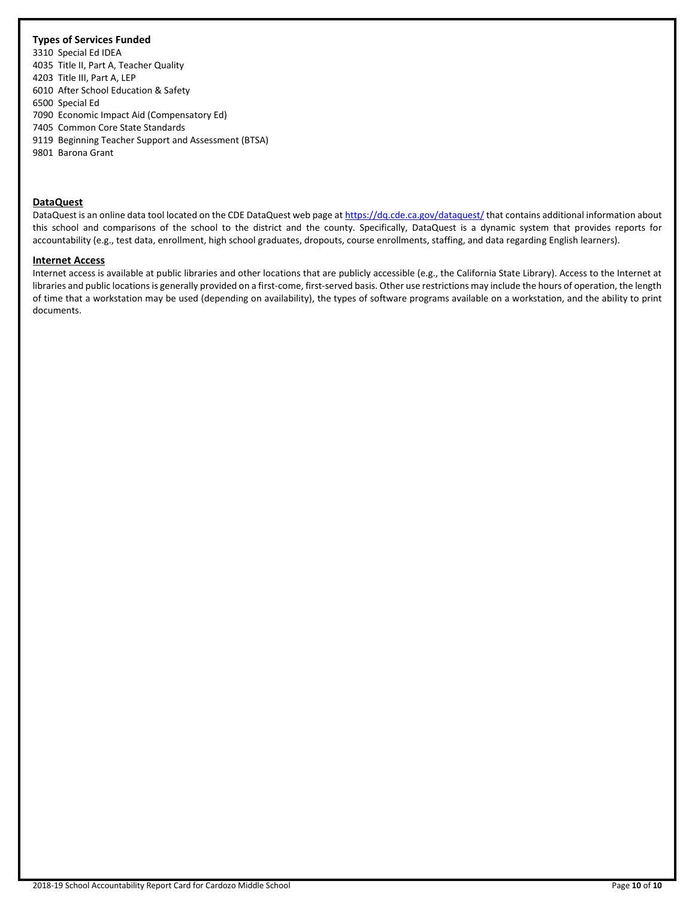### Types of Services Funded

3310 Special Ed IDEA
4035 Title II, Part A, Teacher Quality
4203 Title III, Part A, LEP
6010 After School Education & Safety
6500 Special Ed
7090 Economic Impact Aid (Compensatory Ed)
7405 Common Core State Standards
9119 Beginning Teacher Support and Assessment (BTSA)
9801 Barona Grant

### DataQuest

DataQuest is an online data tool located on the CDE DataQuest web page at https://dq.cde.ca.gov/dataquest/ that contains additional information about this school and comparisons of the school to the district and the county. Specifically, DataQuest is a dynamic system that provides reports for accountability (e.g., test data, enrollment, high school graduates, dropouts, course enrollments, staffing, and data regarding English learners).

### Internet Access

Internet access is available at public libraries and other locations that are publicly accessible (e.g., the California State Library). Access to the Internet at libraries and public locations is generally provided on a first-come, first-served basis. Other use restrictions may include the hours of operation, the length of time that a workstation may be used (depending on availability), the types of software programs available on a workstation, and the ability to print documents.